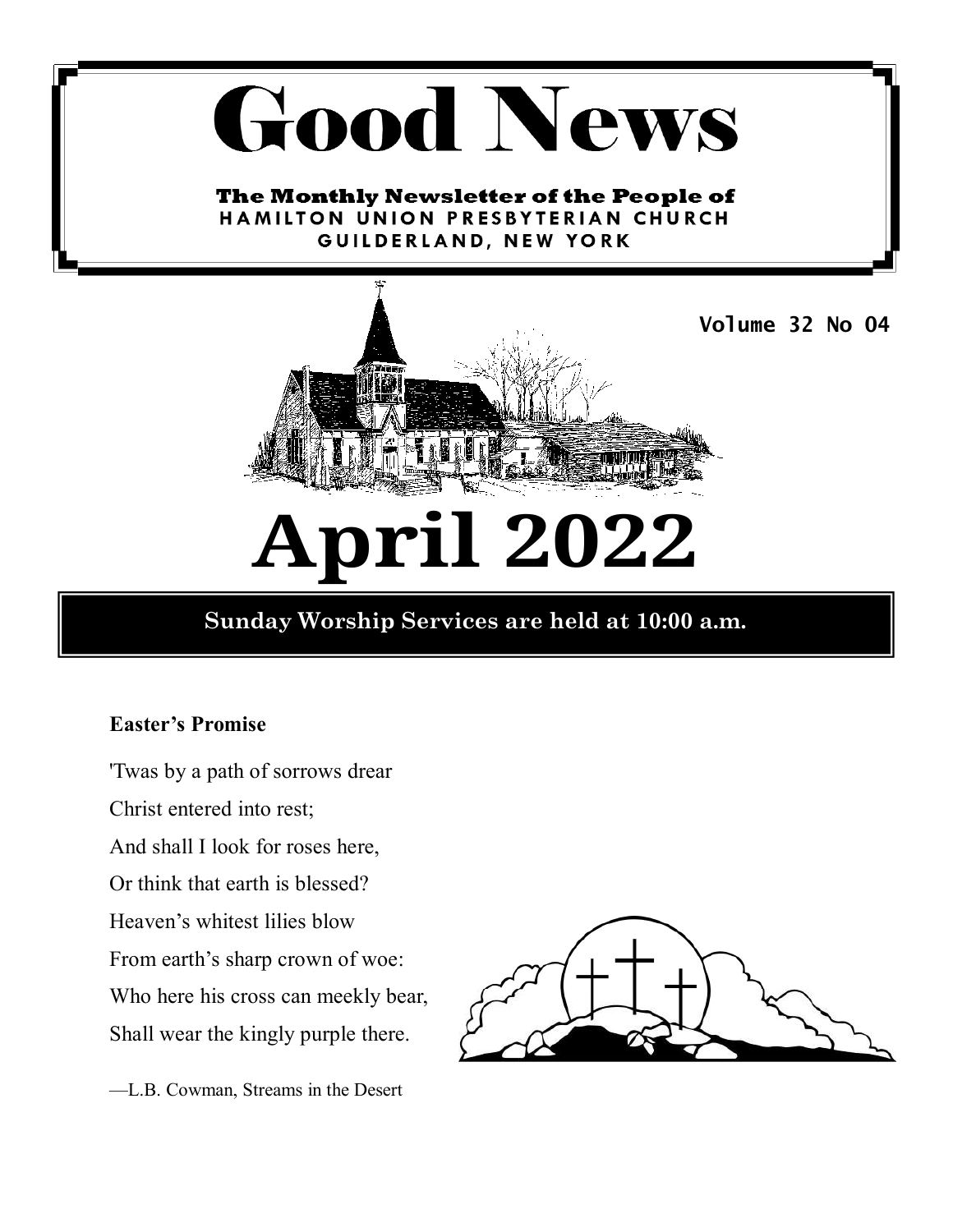# Good News

**The Monthly Newsletter of the People of**
**HAMILTON UNION PRESBYTERIAN CHURCH**
**GUILDERLAND, NEW YORK**

**Volume 32 No 04**

# April 2022

**Sunday Worship Services are held at 10:00 a.m.**

**Easter's Promise**

'Twas by a path of sorrows drear

Christ entered into rest;

And shall I look for roses here,

Or think that earth is blessed?

Heaven's whitest lilies blow

From earth's sharp crown of woe:

Who here his cross can meekly bear,

Shall wear the kingly purple there.

—L.B. Cowman, Streams in the Desert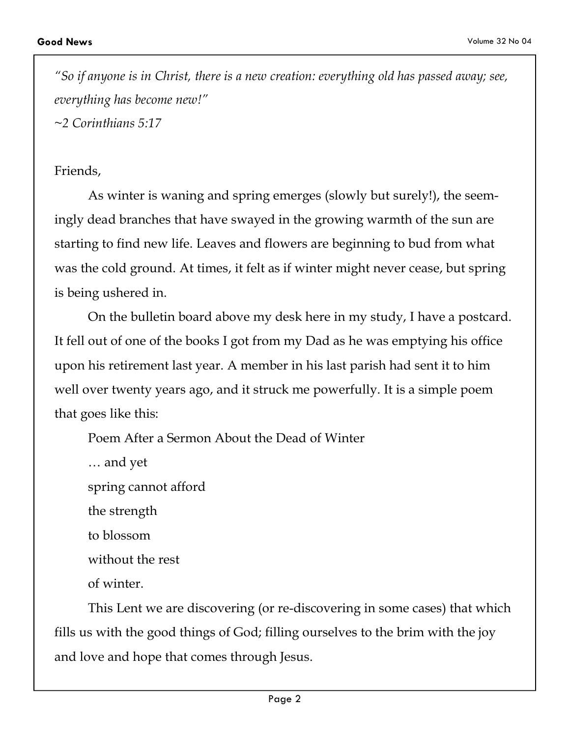*"So if anyone is in Christ, there is a new creation: everything old has passed away; see, everything has become new!"*
*~2 Corinthians 5:17*

Friends,

As winter is waning and spring emerges (slowly but surely!), the seemingly dead branches that have swayed in the growing warmth of the sun are starting to find new life. Leaves and flowers are beginning to bud from what was the cold ground. At times, it felt as if winter might never cease, but spring is being ushered in.

On the bulletin board above my desk here in my study, I have a postcard. It fell out of one of the books I got from my Dad as he was emptying his office upon his retirement last year. A member in his last parish had sent it to him well over twenty years ago, and it struck me powerfully. It is a simple poem that goes like this:

Poem After a Sermon About the Dead of Winter

… and yet
spring cannot afford
the strength
to blossom
without the rest
of winter.

This Lent we are discovering (or re-discovering in some cases) that which fills us with the good things of God; filling ourselves to the brim with the joy and love and hope that comes through Jesus.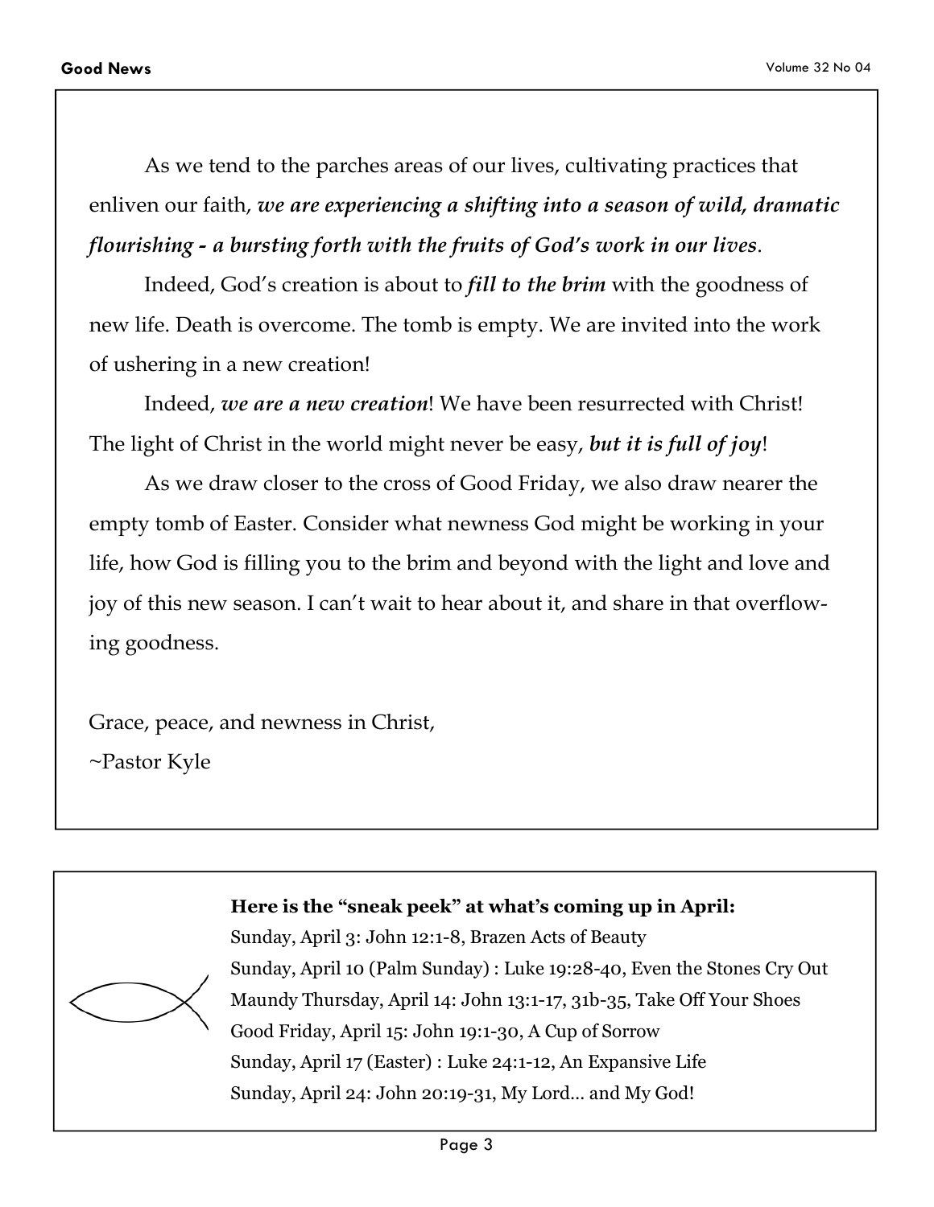As we tend to the parches areas of our lives, cultivating practices that enliven our faith, ***we are experiencing a shifting into a season of wild, dramatic flourishing - a bursting forth with the fruits of God's work in our lives***.

Indeed, God's creation is about to ***fill to the brim*** with the goodness of new life. Death is overcome. The tomb is empty. We are invited into the work of ushering in a new creation!

Indeed, ***we are a new creation***! We have been resurrected with Christ! The light of Christ in the world might never be easy, ***but it is full of joy***!

As we draw closer to the cross of Good Friday, we also draw nearer the empty tomb of Easter. Consider what newness God might be working in your life, how God is filling you to the brim and beyond with the light and love and joy of this new season. I can't wait to hear about it, and share in that overflowing goodness.

Grace, peace, and newness in Christ,
~Pastor Kyle

**Here is the "sneak peek" at what's coming up in April:**

Sunday, April 3: John 12:1-8, Brazen Acts of Beauty
Sunday, April 10 (Palm Sunday) : Luke 19:28-40, Even the Stones Cry Out
Maundy Thursday, April 14: John 13:1-17, 31b-35, Take Off Your Shoes
Good Friday, April 15: John 19:1-30, A Cup of Sorrow
Sunday, April 17 (Easter) : Luke 24:1-12, An Expansive Life
Sunday, April 24: John 20:19-31, My Lord... and My God!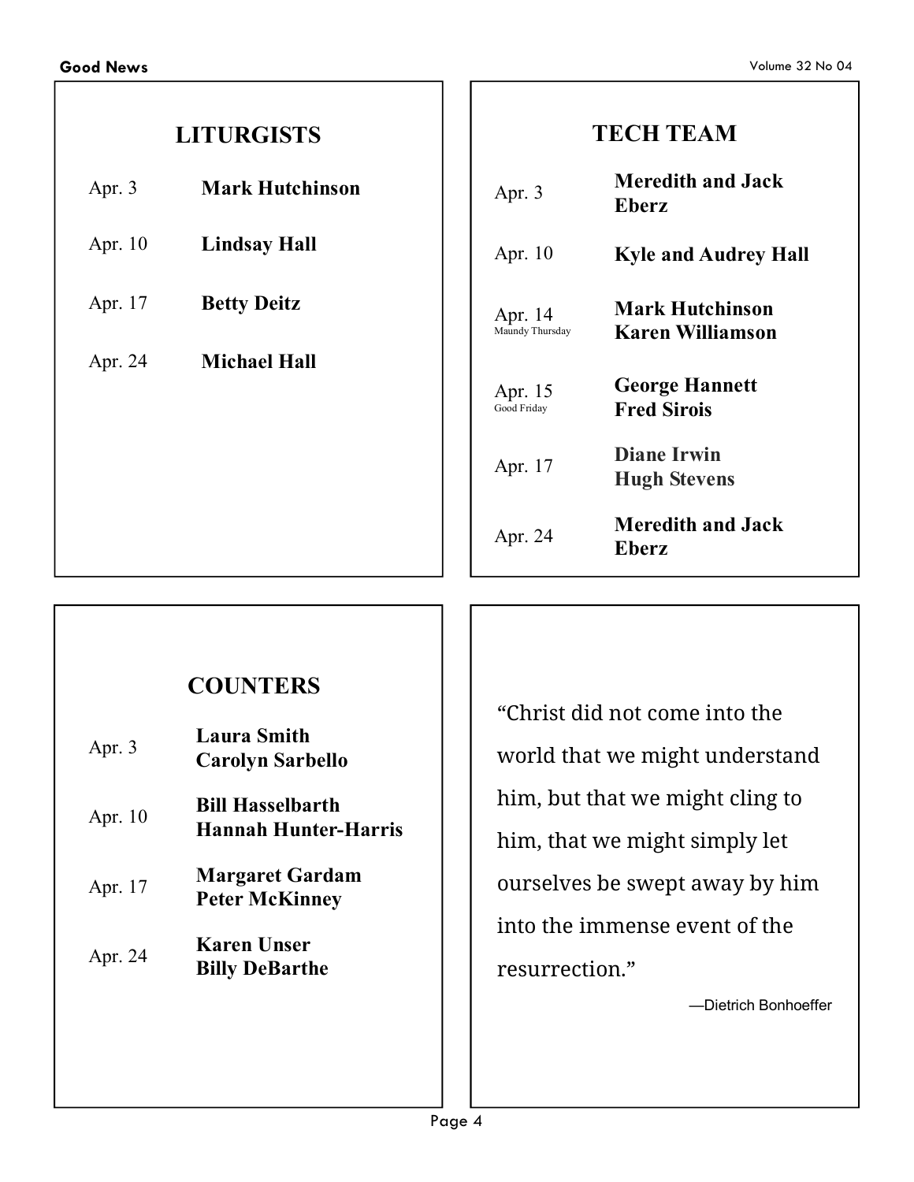## LITURGISTS

| | |
|---|---|
| Apr. 3 | **Mark Hutchinson** |
| Apr. 10 | **Lindsay Hall** |
| Apr. 17 | **Betty Deitz** |
| Apr. 24 | **Michael Hall** |

## TECH TEAM

| | |
|---|---|
| Apr. 3 | **Meredith and Jack Eberz** |
| Apr. 10 | **Kyle and Audrey Hall** |
| Apr. 14 Maundy Thursday | **Mark Hutchinson** **Karen Williamson** |
| Apr. 15 Good Friday | **George Hannett** **Fred Sirois** |
| Apr. 17 | **Diane Irwin** **Hugh Stevens** |
| Apr. 24 | **Meredith and Jack Eberz** |

## COUNTERS

| | |
|---|---|
| Apr. 3 | **Laura Smith** **Carolyn Sarbello** |
| Apr. 10 | **Bill Hasselbarth** **Hannah Hunter-Harris** |
| Apr. 17 | **Margaret Gardam** **Peter McKinney** |
| Apr. 24 | **Karen Unser** **Billy DeBarthe** |

"Christ did not come into the world that we might understand him, but that we might cling to him, that we might simply let ourselves be swept away by him into the immense event of the resurrection."

—Dietrich Bonhoeffer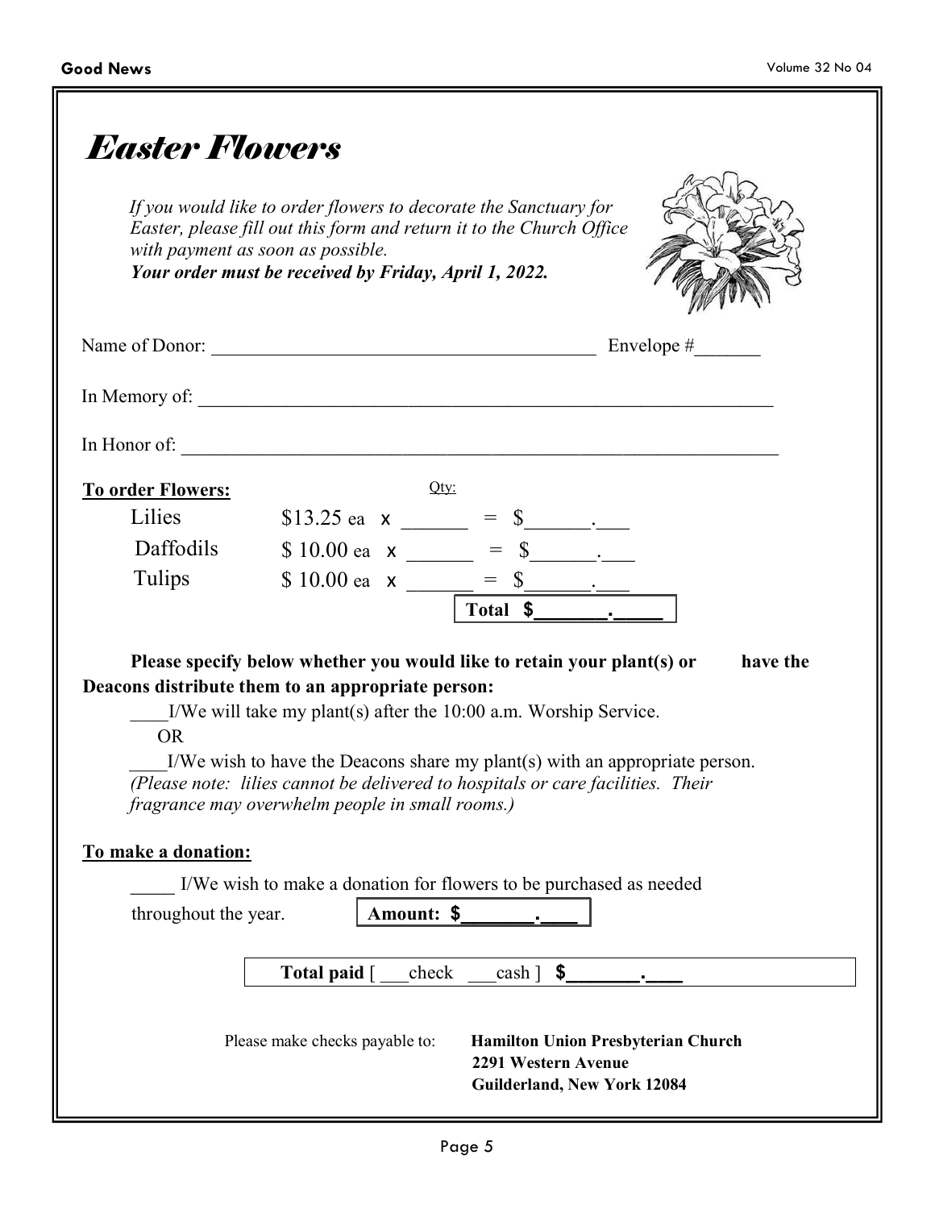# *Easter Flowers*

*If you would like to order flowers to decorate the Sanctuary for Easter, please fill out this form and return it to the Church Office with payment as soon as possible.*
***Your order must be received by Friday, April 1, 2022.***

Name of Donor: ________________________________________ Envelope #_______

In Memory of: ______________________________________________________________

In Honor of: ________________________________________________________________

**To order Flowers:**

| | | Qty: | | |
|---|---|---|---|---|
| Lilies | $13.25 ea x | ______ | = | $______.___ |
| Daffodils | $ 10.00 ea x | ______ | = | $______.___ |
| Tulips | $ 10.00 ea x | ______ | = | $______.___ |
| | | | | **Total $_______.____** |

**Please specify below whether you would like to retain your plant(s) or have the Deacons distribute them to an appropriate person:**

____I/We will take my plant(s) after the 10:00 a.m. Worship Service.

OR

____I/We wish to have the Deacons share my plant(s) with an appropriate person.
*(Please note: lilies cannot be delivered to hospitals or care facilities. Their fragrance may overwhelm people in small rooms.)*

**To make a donation:**

_____ I/We wish to make a donation for flowers to be purchased as needed throughout the year. **Amount: $_______.___**

**Total paid** [ ___check ___cash ] **$_______.___**

Please make checks payable to: **Hamilton Union Presbyterian Church**
**2291 Western Avenue**
**Guilderland, New York 12084**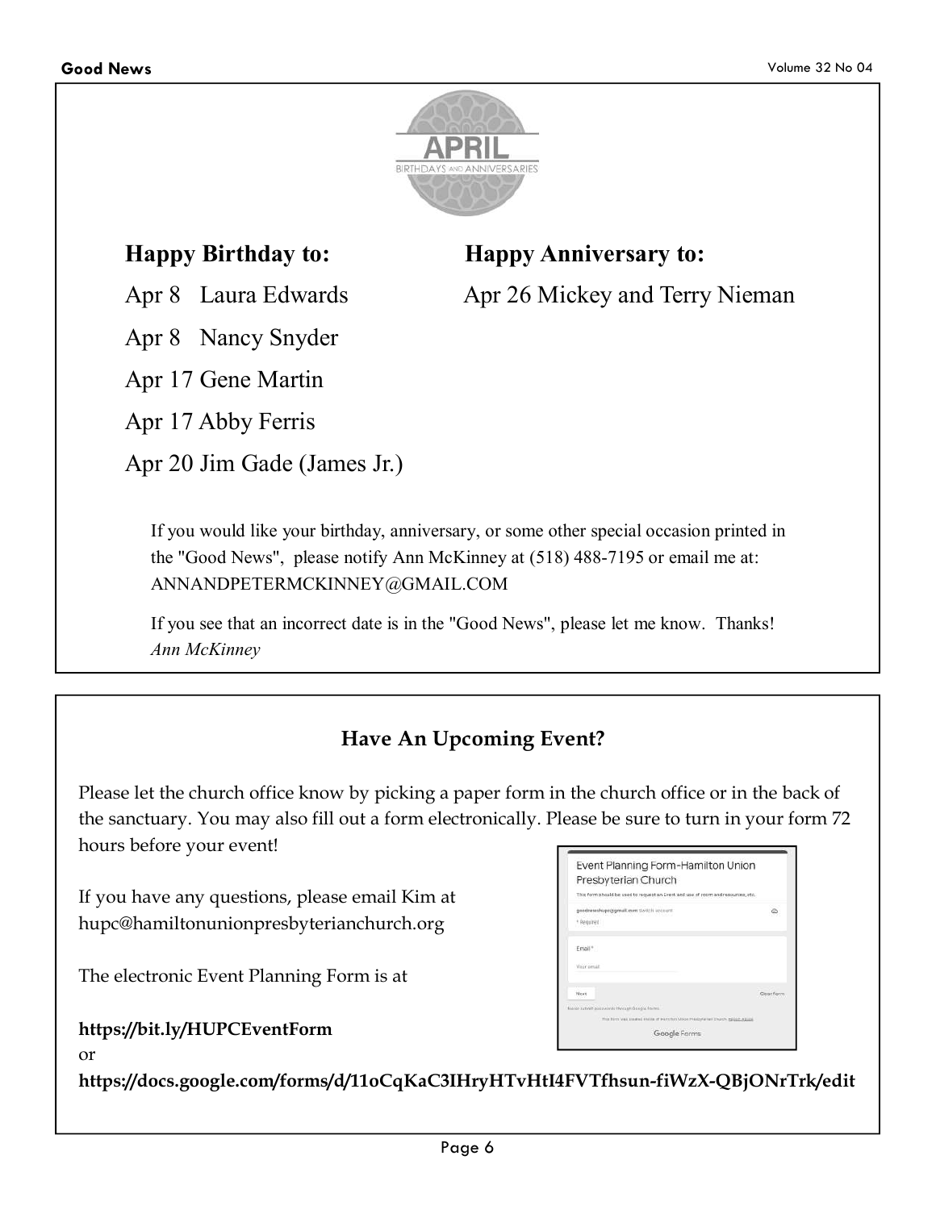APRIL
BIRTHDAYS AND ANNIVERSARIES

## Happy Birthday to:

Apr 8 Laura Edwards

Apr 8 Nancy Snyder

Apr 17 Gene Martin

Apr 17 Abby Ferris

Apr 20 Jim Gade (James Jr.)

## Happy Anniversary to:

Apr 26 Mickey and Terry Nieman

If you would like your birthday, anniversary, or some other special occasion printed in the "Good News", please notify Ann McKinney at (518) 488-7195 or email me at: ANNANDPETERMCKINNEY@GMAIL.COM

If you see that an incorrect date is in the "Good News", please let me know. Thanks!
*Ann McKinney*

## Have An Upcoming Event?

Please let the church office know by picking a paper form in the church office or in the back of the sanctuary. You may also fill out a form electronically. Please be sure to turn in your form 72 hours before your event!

If you have any questions, please email Kim at hupc@hamiltonunionpresbyterianchurch.org

The electronic Event Planning Form is at

**https://bit.ly/HUPCEventForm**
or
**https://docs.google.com/forms/d/11oCqKaC3IHryHTvHtI4FVTfhsun-fiWzX-QBjONrTrk/edit**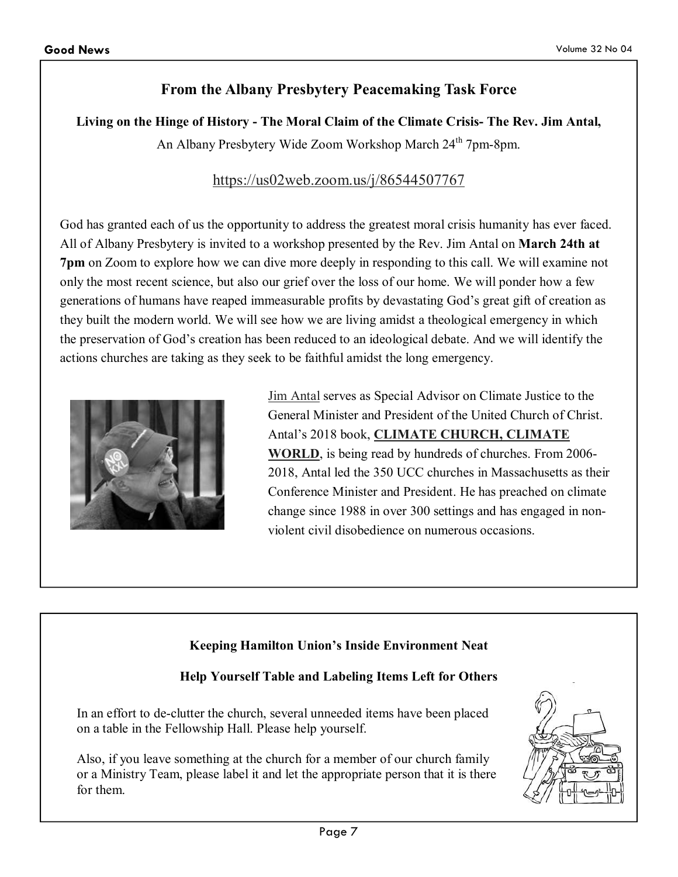## From the Albany Presbytery Peacemaking Task Force

**Living on the Hinge of History - The Moral Claim of the Climate Crisis- The Rev. Jim Antal,**

An Albany Presbytery Wide Zoom Workshop March 24th 7pm-8pm.

https://us02web.zoom.us/j/86544507767

God has granted each of us the opportunity to address the greatest moral crisis humanity has ever faced. All of Albany Presbytery is invited to a workshop presented by the Rev. Jim Antal on **March 24th at 7pm** on Zoom to explore how we can dive more deeply in responding to this call. We will examine not only the most recent science, but also our grief over the loss of our home. We will ponder how a few generations of humans have reaped immeasurable profits by devastating God's great gift of creation as they built the modern world. We will see how we are living amidst a theological emergency in which the preservation of God's creation has been reduced to an ideological debate. And we will identify the actions churches are taking as they seek to be faithful amidst the long emergency.

Jim Antal serves as Special Advisor on Climate Justice to the General Minister and President of the United Church of Christ. Antal's 2018 book, **CLIMATE CHURCH, CLIMATE WORLD**, is being read by hundreds of churches. From 2006-2018, Antal led the 350 UCC churches in Massachusetts as their Conference Minister and President. He has preached on climate change since 1988 in over 300 settings and has engaged in non-violent civil disobedience on numerous occasions.

### Keeping Hamilton Union's Inside Environment Neat

**Help Yourself Table and Labeling Items Left for Others**

In an effort to de-clutter the church, several unneeded items have been placed on a table in the Fellowship Hall. Please help yourself.

Also, if you leave something at the church for a member of our church family or a Ministry Team, please label it and let the appropriate person that it is there for them.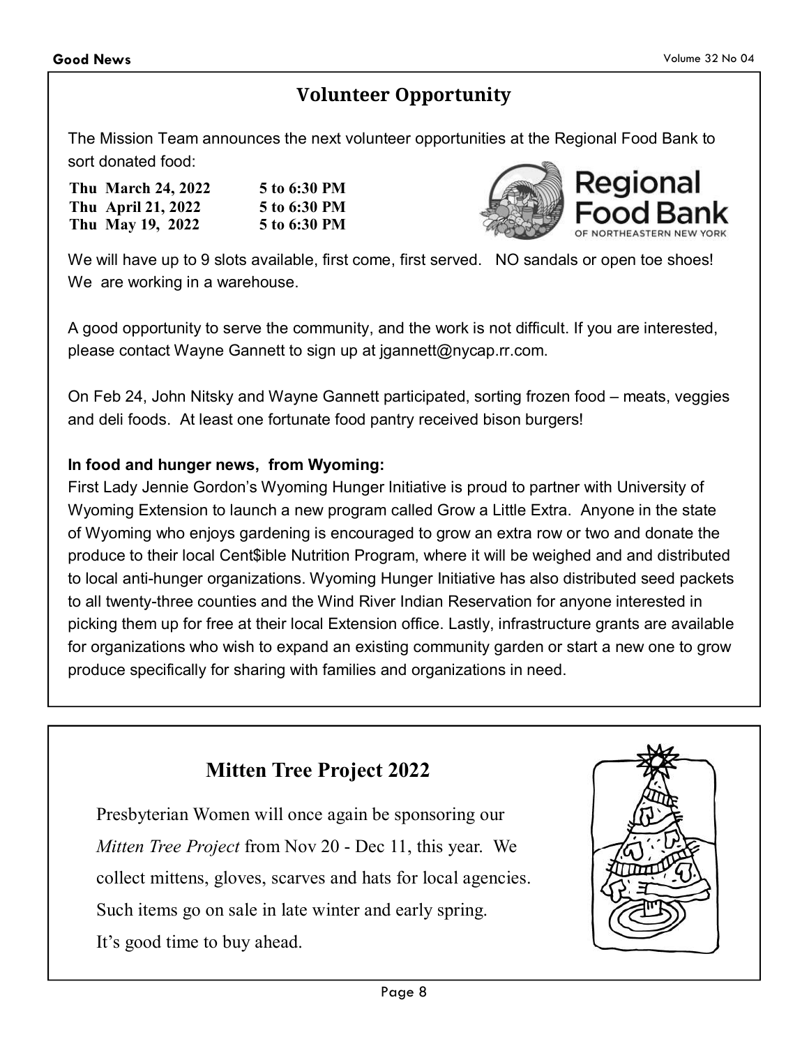## Volunteer Opportunity

The Mission Team announces the next volunteer opportunities at the Regional Food Bank to sort donated food:

| | |
|---|---|
| **Thu March 24, 2022** | **5 to 6:30 PM** |
| **Thu April 21, 2022** | **5 to 6:30 PM** |
| **Thu May 19, 2022** | **5 to 6:30 PM** |

Regional Food Bank
OF NORTHEASTERN NEW YORK

We will have up to 9 slots available, first come, first served. NO sandals or open toe shoes! We are working in a warehouse.

A good opportunity to serve the community, and the work is not difficult. If you are interested, please contact Wayne Gannett to sign up at jgannett@nycap.rr.com.

On Feb 24, John Nitsky and Wayne Gannett participated, sorting frozen food – meats, veggies and deli foods. At least one fortunate food pantry received bison burgers!

**In food and hunger news, from Wyoming:**

First Lady Jennie Gordon's Wyoming Hunger Initiative is proud to partner with University of Wyoming Extension to launch a new program called Grow a Little Extra. Anyone in the state of Wyoming who enjoys gardening is encouraged to grow an extra row or two and donate the produce to their local Cent$ible Nutrition Program, where it will be weighed and and distributed to local anti-hunger organizations. Wyoming Hunger Initiative has also distributed seed packets to all twenty-three counties and the Wind River Indian Reservation for anyone interested in picking them up for free at their local Extension office. Lastly, infrastructure grants are available for organizations who wish to expand an existing community garden or start a new one to grow produce specifically for sharing with families and organizations in need.

## Mitten Tree Project 2022

Presbyterian Women will once again be sponsoring our *Mitten Tree Project* from Nov 20 - Dec 11, this year. We collect mittens, gloves, scarves and hats for local agencies. Such items go on sale in late winter and early spring. It's good time to buy ahead.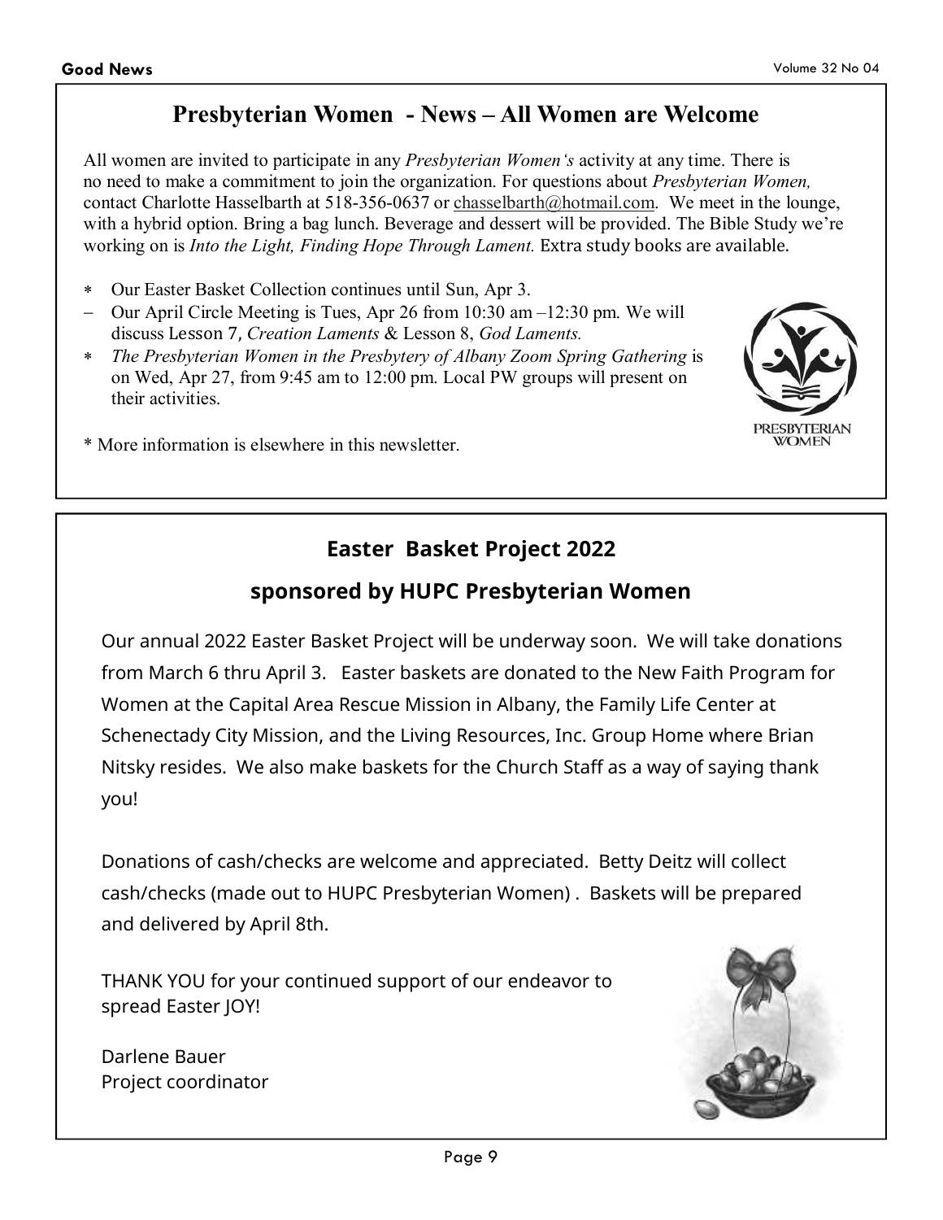## Presbyterian Women - News – All Women are Welcome

All women are invited to participate in any *Presbyterian Women's* activity at any time. There is no need to make a commitment to join the organization. For questions about *Presbyterian Women,* contact Charlotte Hasselbarth at 518-356-0637 or chasselbarth@hotmail.com. We meet in the lounge, with a hybrid option. Bring a bag lunch. Beverage and dessert will be provided. The Bible Study we're working on is *Into the Light, Finding Hope Through Lament.* Extra study books are available.

- * Our Easter Basket Collection continues until Sun, Apr 3.
- – Our April Circle Meeting is Tues, Apr 26 from 10:30 am –12:30 pm. We will discuss Lesson 7, *Creation Laments* & Lesson 8, *God Laments.*
- * *The Presbyterian Women in the Presbytery of Albany Zoom Spring Gathering* is on Wed, Apr 27, from 9:45 am to 12:00 pm. Local PW groups will present on their activities.

\* More information is elsewhere in this newsletter.

PRESBYTERIAN WOMEN

## Easter Basket Project 2022

## sponsored by HUPC Presbyterian Women

Our annual 2022 Easter Basket Project will be underway soon. We will take donations from March 6 thru April 3. Easter baskets are donated to the New Faith Program for Women at the Capital Area Rescue Mission in Albany, the Family Life Center at Schenectady City Mission, and the Living Resources, Inc. Group Home where Brian Nitsky resides. We also make baskets for the Church Staff as a way of saying thank you!

Donations of cash/checks are welcome and appreciated. Betty Deitz will collect cash/checks (made out to HUPC Presbyterian Women) . Baskets will be prepared and delivered by April 8th.

THANK YOU for your continued support of our endeavor to spread Easter JOY!

Darlene Bauer
Project coordinator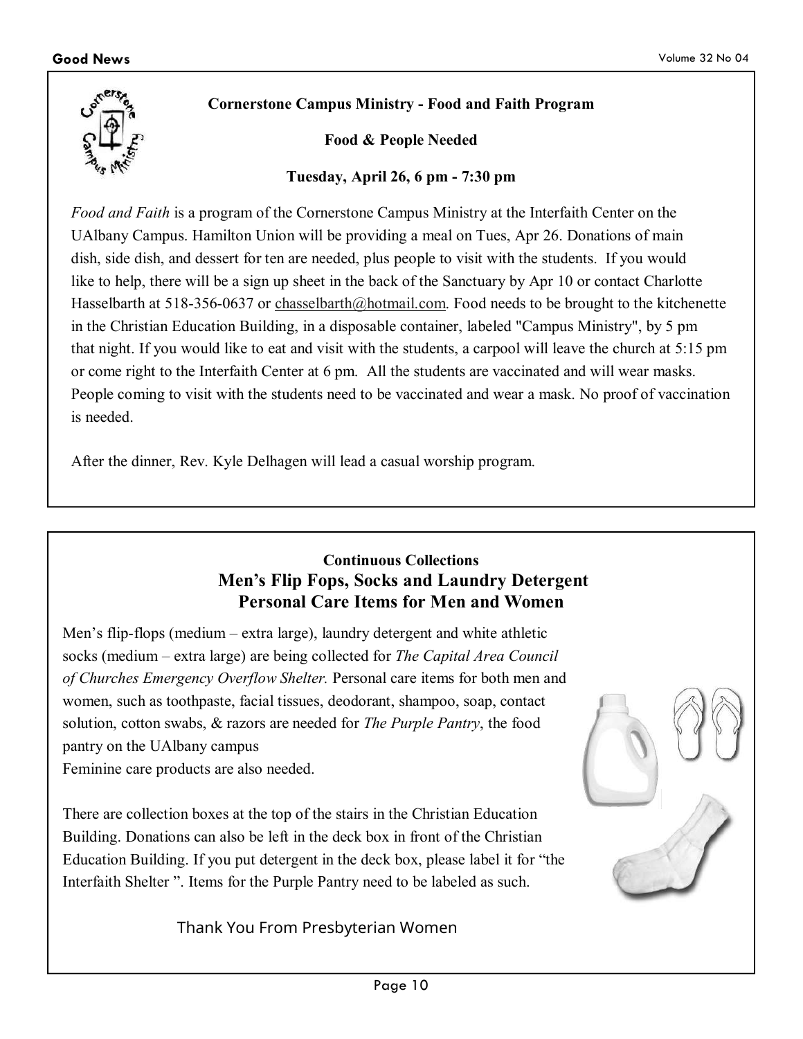## Cornerstone Campus Ministry - Food and Faith Program

**Food & People Needed**

**Tuesday, April 26, 6 pm - 7:30 pm**

*Food and Faith* is a program of the Cornerstone Campus Ministry at the Interfaith Center on the UAlbany Campus. Hamilton Union will be providing a meal on Tues, Apr 26. Donations of main dish, side dish, and dessert for ten are needed, plus people to visit with the students. If you would like to help, there will be a sign up sheet in the back of the Sanctuary by Apr 10 or contact Charlotte Hasselbarth at 518-356-0637 or chasselbarth@hotmail.com. Food needs to be brought to the kitchenette in the Christian Education Building, in a disposable container, labeled "Campus Ministry", by 5 pm that night. If you would like to eat and visit with the students, a carpool will leave the church at 5:15 pm or come right to the Interfaith Center at 6 pm. All the students are vaccinated and will wear masks. People coming to visit with the students need to be vaccinated and wear a mask. No proof of vaccination is needed.

After the dinner, Rev. Kyle Delhagen will lead a casual worship program.

## Continuous Collections

### Men's Flip Fops, Socks and Laundry Detergent
### Personal Care Items for Men and Women

Men's flip-flops (medium – extra large), laundry detergent and white athletic socks (medium – extra large) are being collected for *The Capital Area Council of Churches Emergency Overflow Shelter.* Personal care items for both men and women, such as toothpaste, facial tissues, deodorant, shampoo, soap, contact solution, cotton swabs, & razors are needed for *The Purple Pantry*, the food pantry on the UAlbany campus

Feminine care products are also needed.

There are collection boxes at the top of the stairs in the Christian Education Building. Donations can also be left in the deck box in front of the Christian Education Building. If you put detergent in the deck box, please label it for "the Interfaith Shelter ". Items for the Purple Pantry need to be labeled as such.

Thank You From Presbyterian Women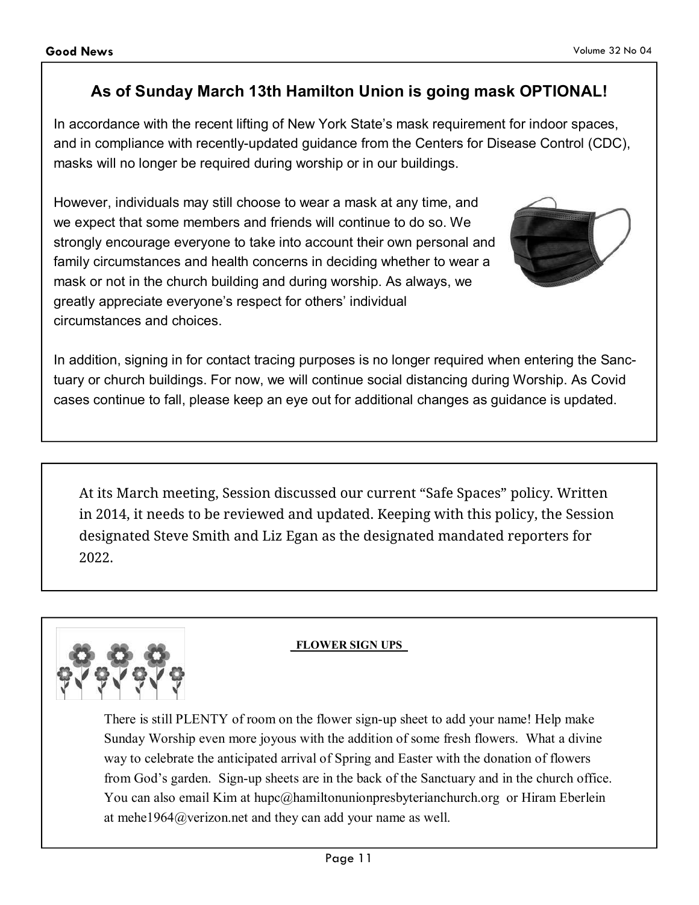## As of Sunday March 13th Hamilton Union is going mask OPTIONAL!

In accordance with the recent lifting of New York State's mask requirement for indoor spaces, and in compliance with recently-updated guidance from the Centers for Disease Control (CDC), masks will no longer be required during worship or in our buildings.

However, individuals may still choose to wear a mask at any time, and we expect that some members and friends will continue to do so. We strongly encourage everyone to take into account their own personal and family circumstances and health concerns in deciding whether to wear a mask or not in the church building and during worship. As always, we greatly appreciate everyone's respect for others' individual circumstances and choices.

In addition, signing in for contact tracing purposes is no longer required when entering the Sanctuary or church buildings. For now, we will continue social distancing during Worship. As Covid cases continue to fall, please keep an eye out for additional changes as guidance is updated.

---

At its March meeting, Session discussed our current "Safe Spaces" policy. Written in 2014, it needs to be reviewed and updated. Keeping with this policy, the Session designated Steve Smith and Liz Egan as the designated mandated reporters for 2022.

---

**FLOWER SIGN UPS**

There is still PLENTY of room on the flower sign-up sheet to add your name! Help make Sunday Worship even more joyous with the addition of some fresh flowers. What a divine way to celebrate the anticipated arrival of Spring and Easter with the donation of flowers from God's garden. Sign-up sheets are in the back of the Sanctuary and in the church office. You can also email Kim at hupc@hamiltonunionpresbyterianchurch.org or Hiram Eberlein at mehe1964@verizon.net and they can add your name as well.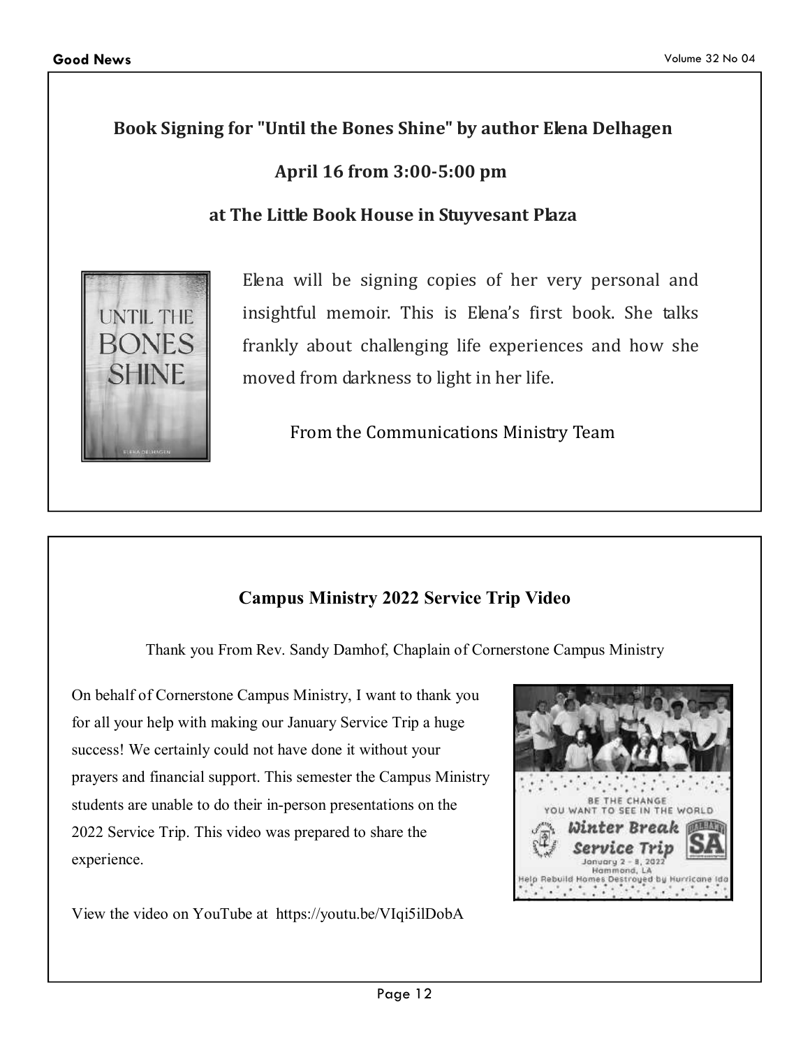## Book Signing for "Until the Bones Shine" by author Elena Delhagen

**April 16 from 3:00-5:00 pm**

**at The Little Book House in Stuyvesant Plaza**

Elena will be signing copies of her very personal and insightful memoir. This is Elena's first book. She talks frankly about challenging life experiences and how she moved from darkness to light in her life.

From the Communications Ministry Team

## Campus Ministry 2022 Service Trip Video

Thank you From Rev. Sandy Damhof, Chaplain of Cornerstone Campus Ministry

On behalf of Cornerstone Campus Ministry, I want to thank you for all your help with making our January Service Trip a huge success! We certainly could not have done it without your prayers and financial support. This semester the Campus Ministry students are unable to do their in-person presentations on the 2022 Service Trip. This video was prepared to share the experience.

View the video on YouTube at https://youtu.be/VIqi5ilDobA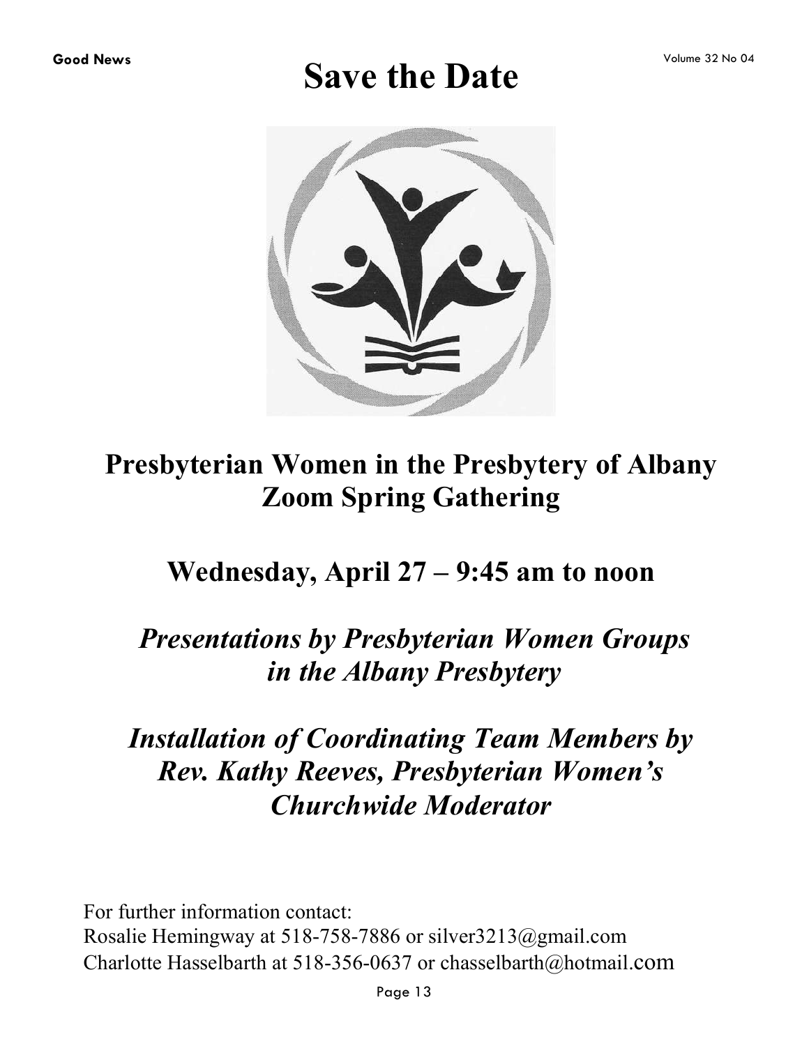# Save the Date

## Presbyterian Women in the Presbytery of Albany Zoom Spring Gathering

## Wednesday, April 27 – 9:45 am to noon

## *Presentations by Presbyterian Women Groups in the Albany Presbytery*

## *Installation of Coordinating Team Members by Rev. Kathy Reeves, Presbyterian Women's Churchwide Moderator*

For further information contact:
Rosalie Hemingway at 518-758-7886 or silver3213@gmail.com
Charlotte Hasselbarth at 518-356-0637 or chasselbarth@hotmail.com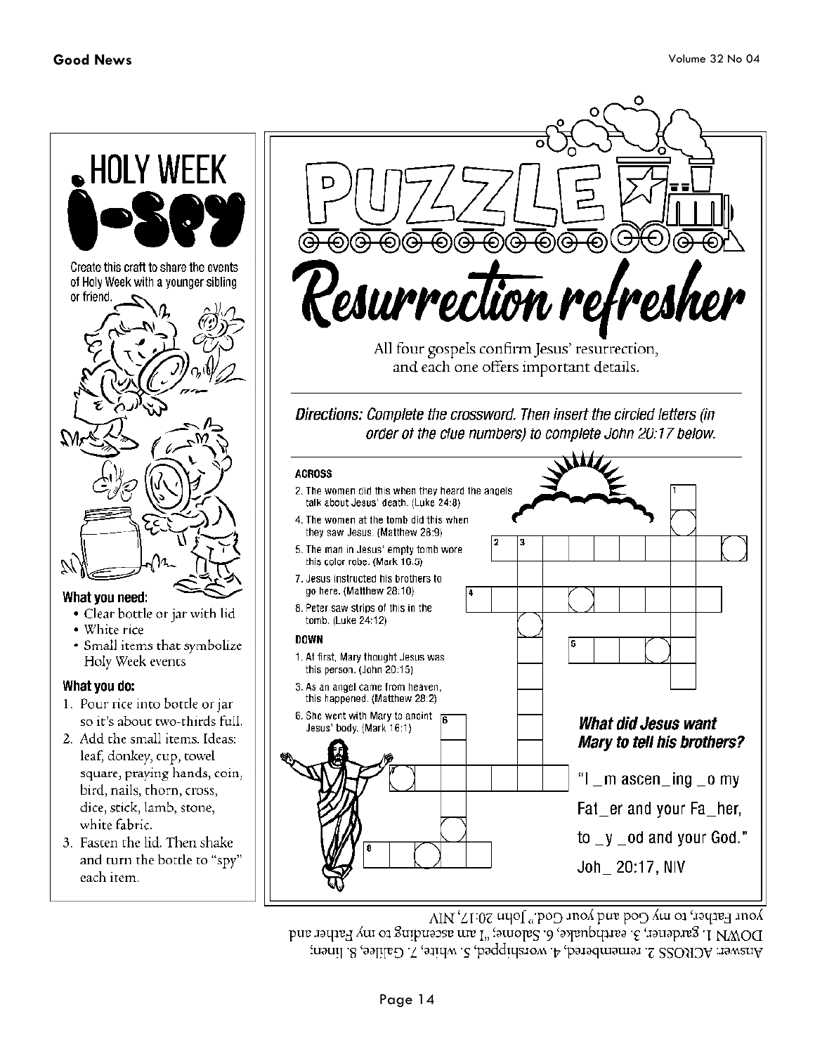## HOLY WEEK I-SPY

Create this craft to share the events of Holy Week with a younger sibling or friend.

### What you need:

- Clear bottle or jar with lid
- White rice
- Small items that symbolize Holy Week events

### What you do:

1. Pour rice into bottle or jar so it's about two-thirds full.
2. Add the small items. Ideas: leaf, donkey, cup, towel square, praying hands, coin, bird, nails, thorn, cross, dice, stick, lamb, stone, white fabric.
3. Fasten the lid. Then shake and turn the bottle to "spy" each item.

## PUZZLE

# Resurrection refresher

All four gospels confirm Jesus' resurrection, and each one offers important details.

*Directions: Complete the crossword. Then insert the circled letters (in order of the clue numbers) to complete John 20:17 below.*

**ACROSS**

2. The women did this when they heard the angels talk about Jesus' death. (Luke 24:8)
4. The women at the tomb did this when they saw Jesus. (Matthew 28:9)
5. The man in Jesus' empty tomb wore this color robe. (Mark 16:5)
7. Jesus instructed his brothers to go here. (Matthew 28:10)
8. Peter saw strips of this in the tomb. (Luke 24:12)

**DOWN**

1. At first, Mary thought Jesus was this person. (John 20:15)
3. As an angel came from heaven, this happened. (Matthew 28:2)
6. She went with Mary to anoint Jesus' body. (Mark 16:1)

**What did Jesus want Mary to tell his brothers?**

"I _m ascen_ing _o my Fat_er and your Fa_her, to _y _od and your God." Joh_ 20:17, NIV

Answer: ACROSS 2. remembered, 4. worshipped, 5. white, 7. Galilee, 8. linen; DOWN 1. gardener, 3. earthquake, 6. Salome; "I am ascending to my Father and your Father, to my God and your God." John 20:17, NIV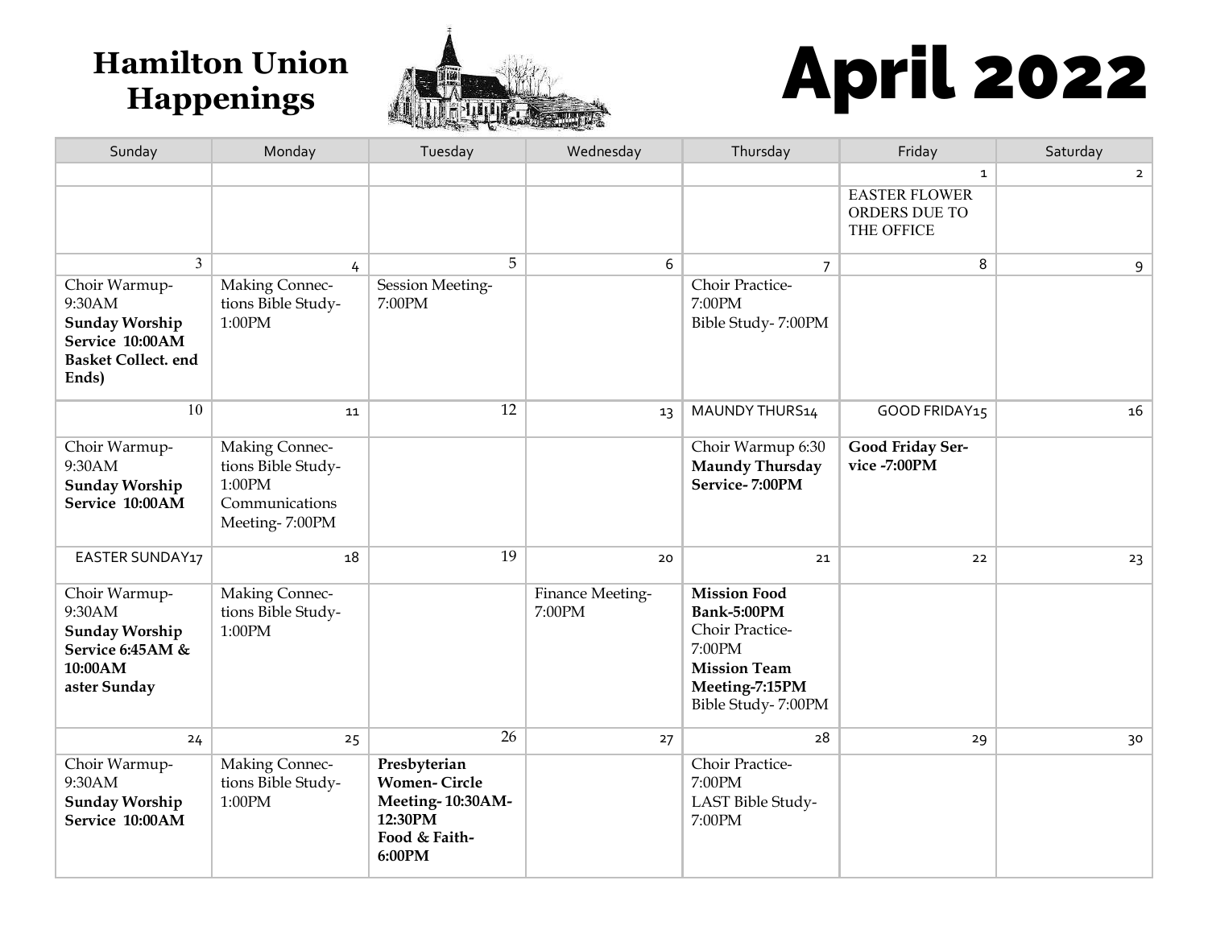# Hamilton Union Happenings

# April 2022

| Sunday | Monday | Tuesday | Wednesday | Thursday | Friday | Saturday |
|---|---|---|---|---|---|---|
| | | | | | 1 | 2 |
| | | | | | EASTER FLOWER ORDERS DUE TO THE OFFICE | |
| 3 | 4 | 5 | 6 | 7 | 8 | 9 |
| Choir Warmup-9:30AM **Sunday Worship Service 10:00AM** **Basket Collect. end Ends)** | Making Connections Bible Study-1:00PM | Session Meeting-7:00PM | | Choir Practice-7:00PM Bible Study- 7:00PM | | |
| 10 | 11 | 12 | 13 | MAUNDY THURS14 | GOOD FRIDAY15 | 16 |
| Choir Warmup-9:30AM **Sunday Worship Service 10:00AM** | Making Connections Bible Study-1:00PM Communications Meeting- 7:00PM | | | Choir Warmup 6:30 **Maundy Thursday Service- 7:00PM** | **Good Friday Service -7:00PM** | |
| EASTER SUNDAY17 | 18 | 19 | 20 | 21 | 22 | 23 |
| Choir Warmup-9:30AM **Sunday Worship Service 6:45AM & 10:00AM** **aster Sunday** | Making Connections Bible Study-1:00PM | | Finance Meeting-7:00PM | **Mission Food Bank-5:00PM** Choir Practice-7:00PM **Mission Team Meeting-7:15PM** Bible Study- 7:00PM | | |
| 24 | 25 | 26 | 27 | 28 | 29 | 30 |
| Choir Warmup-9:30AM **Sunday Worship Service 10:00AM** | Making Connections Bible Study-1:00PM | **Presbyterian Women- Circle Meeting- 10:30AM-12:30PM** **Food & Faith-6:00PM** | | Choir Practice-7:00PM LAST Bible Study-7:00PM | | |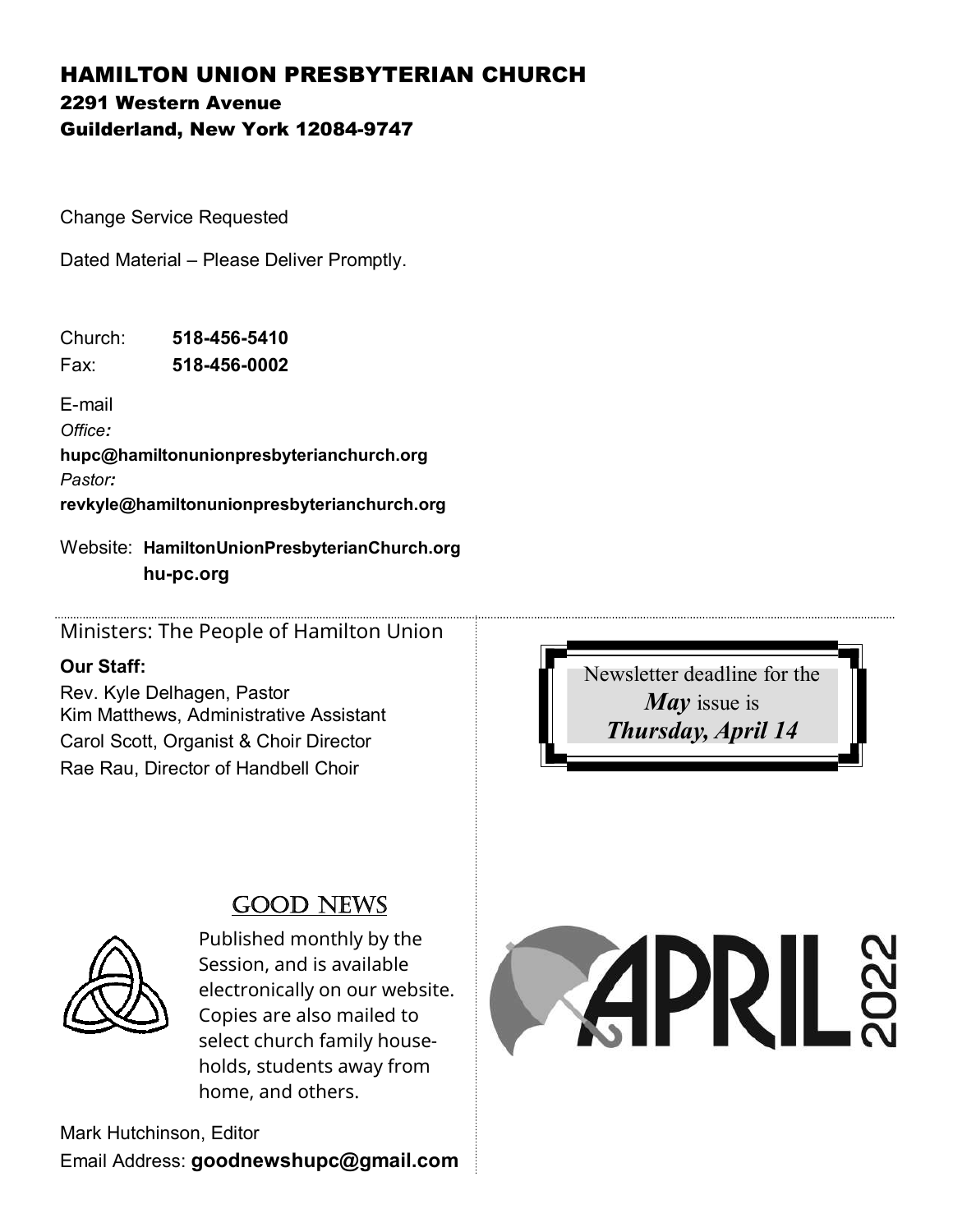# HAMILTON UNION PRESBYTERIAN CHURCH

**2291 Western Avenue**
**Guilderland, New York 12084-9747**

Change Service Requested

Dated Material – Please Deliver Promptly.

Church: **518-456-5410**
Fax: **518-456-0002**

E-mail
*Office:*
**hupc@hamiltonunionpresbyterianchurch.org**
*Pastor:*
**revkyle@hamiltonunionpresbyterianchurch.org**

Website: **HamiltonUnionPresbyterianChurch.org**
**hu-pc.org**

Ministers: The People of Hamilton Union

**Our Staff:**
Rev. Kyle Delhagen, Pastor
Kim Matthews, Administrative Assistant
Carol Scott, Organist & Choir Director
Rae Rau, Director of Handbell Choir

Newsletter deadline for the ***May*** issue is ***Thursday, April 14***

## GOOD NEWS

Published monthly by the Session, and is available electronically on our website. Copies are also mailed to select church family households, students away from home, and others.

Mark Hutchinson, Editor
Email Address: **goodnewshupc@gmail.com**

APRIL 2022